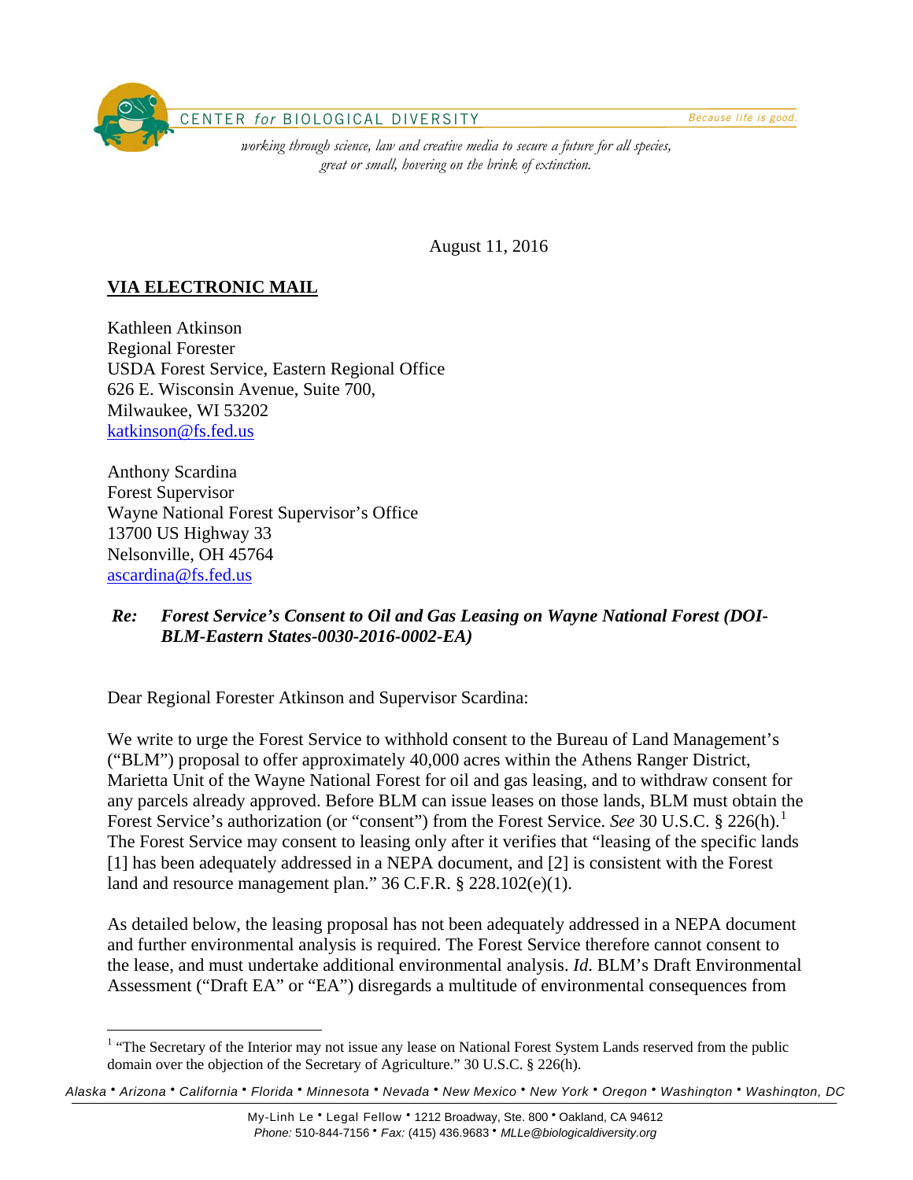CENTER *for* BIOLOGICAL DIVERSITY

*Because life is good.*

*working through science, law and creative media to secure a future for all species, great or small, hovering on the brink of extinction.*

August 11, 2016

**VIA ELECTRONIC MAIL**

Kathleen Atkinson
Regional Forester
USDA Forest Service, Eastern Regional Office
626 E. Wisconsin Avenue, Suite 700,
Milwaukee, WI 53202
katkinson@fs.fed.us

Anthony Scardina
Forest Supervisor
Wayne National Forest Supervisor's Office
13700 US Highway 33
Nelsonville, OH 45764
ascardina@fs.fed.us

***Re: Forest Service's Consent to Oil and Gas Leasing on Wayne National Forest (DOI-BLM-Eastern States-0030-2016-0002-EA)***

Dear Regional Forester Atkinson and Supervisor Scardina:

We write to urge the Forest Service to withhold consent to the Bureau of Land Management's ("BLM") proposal to offer approximately 40,000 acres within the Athens Ranger District, Marietta Unit of the Wayne National Forest for oil and gas leasing, and to withdraw consent for any parcels already approved. Before BLM can issue leases on those lands, BLM must obtain the Forest Service's authorization (or "consent") from the Forest Service. *See* 30 U.S.C. § 226(h).[1] The Forest Service may consent to leasing only after it verifies that "leasing of the specific lands [1] has been adequately addressed in a NEPA document, and [2] is consistent with the Forest land and resource management plan." 36 C.F.R. § 228.102(e)(1).

As detailed below, the leasing proposal has not been adequately addressed in a NEPA document and further environmental analysis is required. The Forest Service therefore cannot consent to the lease, and must undertake additional environmental analysis. *Id*. BLM's Draft Environmental Assessment ("Draft EA" or "EA") disregards a multitude of environmental consequences from

[1] "The Secretary of the Interior may not issue any lease on National Forest System Lands reserved from the public domain over the objection of the Secretary of Agriculture." 30 U.S.C. § 226(h).

*Alaska • Arizona • California • Florida • Minnesota • Nevada • New Mexico • New York • Oregon • Washington • Washington, DC*

My-Linh Le • Legal Fellow • 1212 Broadway, Ste. 800 • Oakland, CA 94612
*Phone:* 510-844-7156 • *Fax:* (415) 436.9683 • *MLLe@biologicaldiversity.org*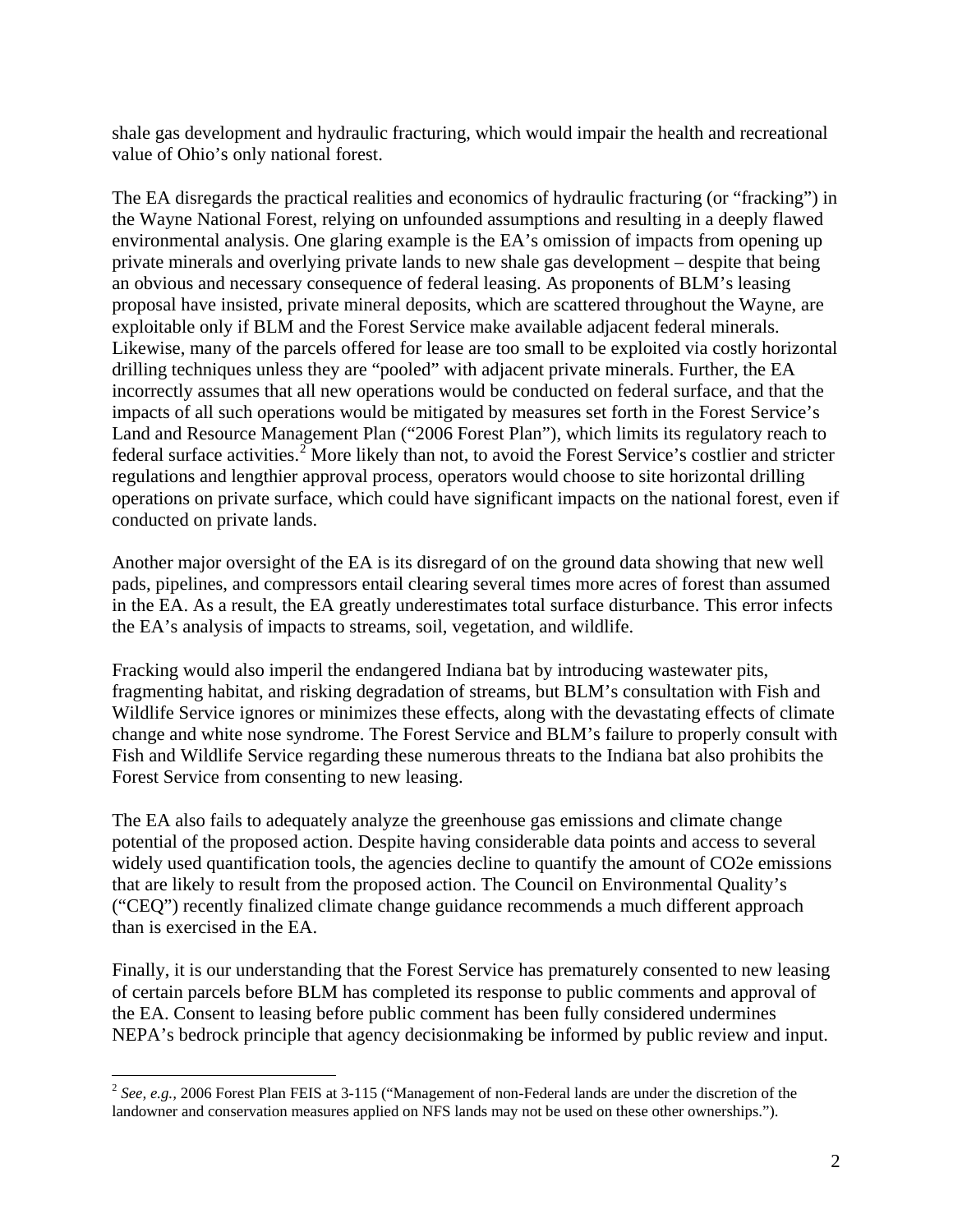shale gas development and hydraulic fracturing, which would impair the health and recreational value of Ohio's only national forest.

The EA disregards the practical realities and economics of hydraulic fracturing (or "fracking") in the Wayne National Forest, relying on unfounded assumptions and resulting in a deeply flawed environmental analysis. One glaring example is the EA's omission of impacts from opening up private minerals and overlying private lands to new shale gas development – despite that being an obvious and necessary consequence of federal leasing. As proponents of BLM's leasing proposal have insisted, private mineral deposits, which are scattered throughout the Wayne, are exploitable only if BLM and the Forest Service make available adjacent federal minerals. Likewise, many of the parcels offered for lease are too small to be exploited via costly horizontal drilling techniques unless they are "pooled" with adjacent private minerals. Further, the EA incorrectly assumes that all new operations would be conducted on federal surface, and that the impacts of all such operations would be mitigated by measures set forth in the Forest Service's Land and Resource Management Plan ("2006 Forest Plan"), which limits its regulatory reach to federal surface activities.[2] More likely than not, to avoid the Forest Service's costlier and stricter regulations and lengthier approval process, operators would choose to site horizontal drilling operations on private surface, which could have significant impacts on the national forest, even if conducted on private lands.

Another major oversight of the EA is its disregard of on the ground data showing that new well pads, pipelines, and compressors entail clearing several times more acres of forest than assumed in the EA. As a result, the EA greatly underestimates total surface disturbance. This error infects the EA's analysis of impacts to streams, soil, vegetation, and wildlife.

Fracking would also imperil the endangered Indiana bat by introducing wastewater pits, fragmenting habitat, and risking degradation of streams, but BLM's consultation with Fish and Wildlife Service ignores or minimizes these effects, along with the devastating effects of climate change and white nose syndrome. The Forest Service and BLM's failure to properly consult with Fish and Wildlife Service regarding these numerous threats to the Indiana bat also prohibits the Forest Service from consenting to new leasing.

The EA also fails to adequately analyze the greenhouse gas emissions and climate change potential of the proposed action. Despite having considerable data points and access to several widely used quantification tools, the agencies decline to quantify the amount of $CO_2e$ emissions that are likely to result from the proposed action. The Council on Environmental Quality's ("CEQ") recently finalized climate change guidance recommends a much different approach than is exercised in the EA.

Finally, it is our understanding that the Forest Service has prematurely consented to new leasing of certain parcels before BLM has completed its response to public comments and approval of the EA. Consent to leasing before public comment has been fully considered undermines NEPA's bedrock principle that agency decisionmaking be informed by public review and input.

---

[2] *See, e.g.,* 2006 Forest Plan FEIS at 3-115 ("Management of non-Federal lands are under the discretion of the landowner and conservation measures applied on NFS lands may not be used on these other ownerships.").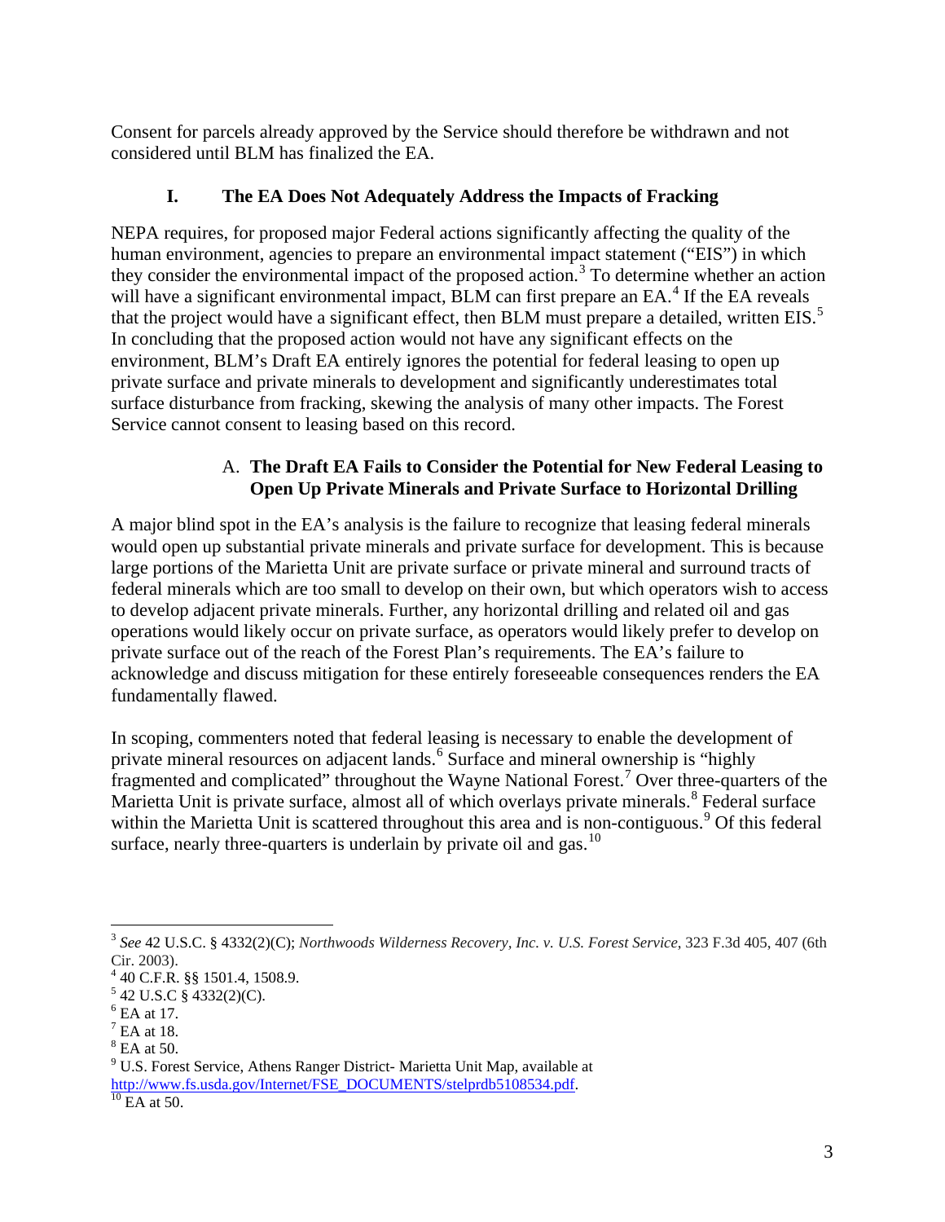Consent for parcels already approved by the Service should therefore be withdrawn and not considered until BLM has finalized the EA.

## I. The EA Does Not Adequately Address the Impacts of Fracking

NEPA requires, for proposed major Federal actions significantly affecting the quality of the human environment, agencies to prepare an environmental impact statement ("EIS") in which they consider the environmental impact of the proposed action.[3] To determine whether an action will have a significant environmental impact, BLM can first prepare an EA.[4] If the EA reveals that the project would have a significant effect, then BLM must prepare a detailed, written EIS.[5] In concluding that the proposed action would not have any significant effects on the environment, BLM's Draft EA entirely ignores the potential for federal leasing to open up private surface and private minerals to development and significantly underestimates total surface disturbance from fracking, skewing the analysis of many other impacts. The Forest Service cannot consent to leasing based on this record.

### A. The Draft EA Fails to Consider the Potential for New Federal Leasing to Open Up Private Minerals and Private Surface to Horizontal Drilling

A major blind spot in the EA's analysis is the failure to recognize that leasing federal minerals would open up substantial private minerals and private surface for development. This is because large portions of the Marietta Unit are private surface or private mineral and surround tracts of federal minerals which are too small to develop on their own, but which operators wish to access to develop adjacent private minerals. Further, any horizontal drilling and related oil and gas operations would likely occur on private surface, as operators would likely prefer to develop on private surface out of the reach of the Forest Plan's requirements. The EA's failure to acknowledge and discuss mitigation for these entirely foreseeable consequences renders the EA fundamentally flawed.

In scoping, commenters noted that federal leasing is necessary to enable the development of private mineral resources on adjacent lands.[6] Surface and mineral ownership is "highly fragmented and complicated" throughout the Wayne National Forest.[7] Over three-quarters of the Marietta Unit is private surface, almost all of which overlays private minerals.[8] Federal surface within the Marietta Unit is scattered throughout this area and is non-contiguous.[9] Of this federal surface, nearly three-quarters is underlain by private oil and gas.[10]

---

[3] *See* 42 U.S.C. § 4332(2)(C); *Northwoods Wilderness Recovery, Inc. v. U.S. Forest Service*, 323 F.3d 405, 407 (6th Cir. 2003).

[4] 40 C.F.R. §§ 1501.4, 1508.9.

[5] 42 U.S.C § 4332(2)(C).

[6] EA at 17.

[7] EA at 18.

[8] EA at 50.

[9] U.S. Forest Service, Athens Ranger District- Marietta Unit Map, available at http://www.fs.usda.gov/Internet/FSE_DOCUMENTS/stelprdb5108534.pdf.

[10] EA at 50.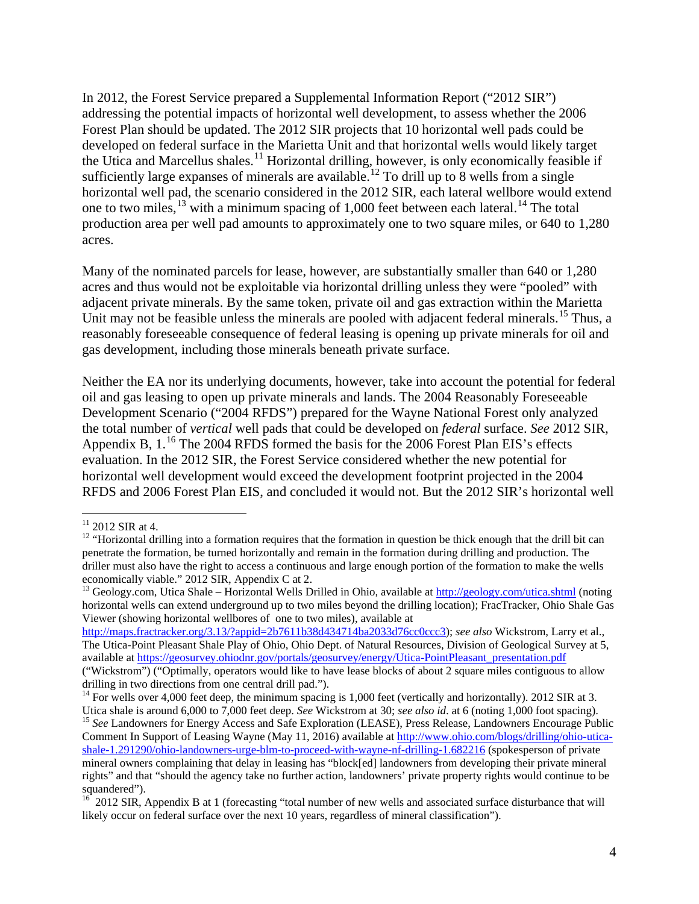In 2012, the Forest Service prepared a Supplemental Information Report ("2012 SIR") addressing the potential impacts of horizontal well development, to assess whether the 2006 Forest Plan should be updated. The 2012 SIR projects that 10 horizontal well pads could be developed on federal surface in the Marietta Unit and that horizontal wells would likely target the Utica and Marcellus shales.[11] Horizontal drilling, however, is only economically feasible if sufficiently large expanses of minerals are available.[12] To drill up to 8 wells from a single horizontal well pad, the scenario considered in the 2012 SIR, each lateral wellbore would extend one to two miles,[13] with a minimum spacing of 1,000 feet between each lateral.[14] The total production area per well pad amounts to approximately one to two square miles, or 640 to 1,280 acres.

Many of the nominated parcels for lease, however, are substantially smaller than 640 or 1,280 acres and thus would not be exploitable via horizontal drilling unless they were "pooled" with adjacent private minerals. By the same token, private oil and gas extraction within the Marietta Unit may not be feasible unless the minerals are pooled with adjacent federal minerals.[15] Thus, a reasonably foreseeable consequence of federal leasing is opening up private minerals for oil and gas development, including those minerals beneath private surface.

Neither the EA nor its underlying documents, however, take into account the potential for federal oil and gas leasing to open up private minerals and lands. The 2004 Reasonably Foreseeable Development Scenario ("2004 RFDS") prepared for the Wayne National Forest only analyzed the total number of *vertical* well pads that could be developed on *federal* surface. *See* 2012 SIR, Appendix B, 1.[16] The 2004 RFDS formed the basis for the 2006 Forest Plan EIS's effects evaluation. In the 2012 SIR, the Forest Service considered whether the new potential for horizontal well development would exceed the development footprint projected in the 2004 RFDS and 2006 Forest Plan EIS, and concluded it would not. But the 2012 SIR's horizontal well

---

[11] 2012 SIR at 4.

[12] "Horizontal drilling into a formation requires that the formation in question be thick enough that the drill bit can penetrate the formation, be turned horizontally and remain in the formation during drilling and production. The driller must also have the right to access a continuous and large enough portion of the formation to make the wells economically viable." 2012 SIR, Appendix C at 2.

[13] Geology.com, Utica Shale – Horizontal Wells Drilled in Ohio, available at http://geology.com/utica.shtml (noting horizontal wells can extend underground up to two miles beyond the drilling location); FracTracker, Ohio Shale Gas Viewer (showing horizontal wellbores of one to two miles), available at http://maps.fractracker.org/3.13/?appid=2b7611b38d434714ba2033d76cc0ccc3); *see also* Wickstrom, Larry et al., The Utica-Point Pleasant Shale Play of Ohio, Ohio Dept. of Natural Resources, Division of Geological Survey at 5, available at https://geosurvey.ohiodnr.gov/portals/geosurvey/energy/Utica-PointPleasant_presentation.pdf ("Wickstrom") ("Optimally, operators would like to have lease blocks of about 2 square miles contiguous to allow drilling in two directions from one central drill pad.").

[14] For wells over 4,000 feet deep, the minimum spacing is 1,000 feet (vertically and horizontally). 2012 SIR at 3. Utica shale is around 6,000 to 7,000 feet deep. *See* Wickstrom at 30; *see also id*. at 6 (noting 1,000 foot spacing).

[15] *See* Landowners for Energy Access and Safe Exploration (LEASE), Press Release, Landowners Encourage Public Comment In Support of Leasing Wayne (May 11, 2016) available at http://www.ohio.com/blogs/drilling/ohio-utica-shale-1.291290/ohio-landowners-urge-blm-to-proceed-with-wayne-nf-drilling-1.682216 (spokesperson of private mineral owners complaining that delay in leasing has "block[ed] landowners from developing their private mineral rights" and that "should the agency take no further action, landowners' private property rights would continue to be squandered").

[16] 2012 SIR, Appendix B at 1 (forecasting "total number of new wells and associated surface disturbance that will likely occur on federal surface over the next 10 years, regardless of mineral classification").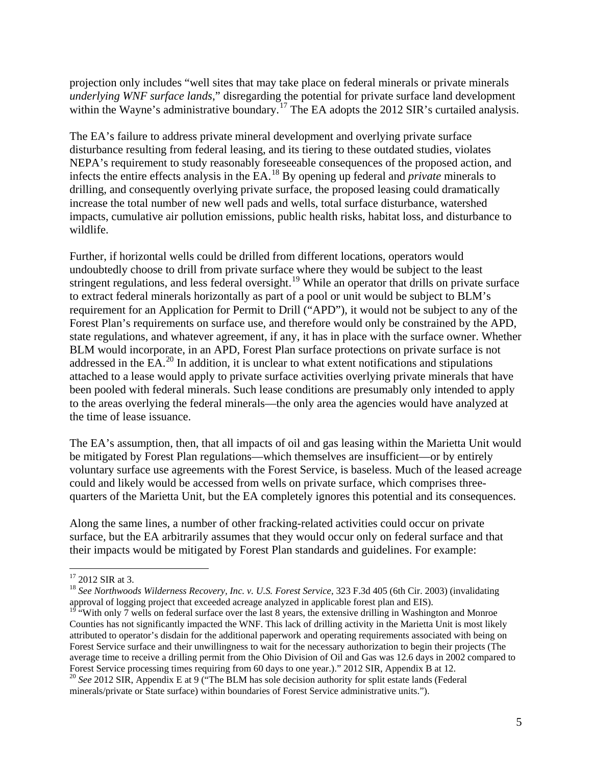projection only includes "well sites that may take place on federal minerals or private minerals *underlying WNF surface lands*," disregarding the potential for private surface land development within the Wayne's administrative boundary.[17] The EA adopts the 2012 SIR's curtailed analysis.

The EA's failure to address private mineral development and overlying private surface disturbance resulting from federal leasing, and its tiering to these outdated studies, violates NEPA's requirement to study reasonably foreseeable consequences of the proposed action, and infects the entire effects analysis in the EA.[18] By opening up federal and *private* minerals to drilling, and consequently overlying private surface, the proposed leasing could dramatically increase the total number of new well pads and wells, total surface disturbance, watershed impacts, cumulative air pollution emissions, public health risks, habitat loss, and disturbance to wildlife.

Further, if horizontal wells could be drilled from different locations, operators would undoubtedly choose to drill from private surface where they would be subject to the least stringent regulations, and less federal oversight.[19] While an operator that drills on private surface to extract federal minerals horizontally as part of a pool or unit would be subject to BLM's requirement for an Application for Permit to Drill ("APD"), it would not be subject to any of the Forest Plan's requirements on surface use, and therefore would only be constrained by the APD, state regulations, and whatever agreement, if any, it has in place with the surface owner. Whether BLM would incorporate, in an APD, Forest Plan surface protections on private surface is not addressed in the EA.[20] In addition, it is unclear to what extent notifications and stipulations attached to a lease would apply to private surface activities overlying private minerals that have been pooled with federal minerals. Such lease conditions are presumably only intended to apply to the areas overlying the federal minerals—the only area the agencies would have analyzed at the time of lease issuance.

The EA's assumption, then, that all impacts of oil and gas leasing within the Marietta Unit would be mitigated by Forest Plan regulations—which themselves are insufficient—or by entirely voluntary surface use agreements with the Forest Service, is baseless. Much of the leased acreage could and likely would be accessed from wells on private surface, which comprises three-quarters of the Marietta Unit, but the EA completely ignores this potential and its consequences.

Along the same lines, a number of other fracking-related activities could occur on private surface, but the EA arbitrarily assumes that they would occur only on federal surface and that their impacts would be mitigated by Forest Plan standards and guidelines. For example:

---

[17] 2012 SIR at 3.

[18] *See Northwoods Wilderness Recovery, Inc. v. U.S. Forest Service*, 323 F.3d 405 (6th Cir. 2003) (invalidating approval of logging project that exceeded acreage analyzed in applicable forest plan and EIS).

[19] "With only 7 wells on federal surface over the last 8 years, the extensive drilling in Washington and Monroe Counties has not significantly impacted the WNF. This lack of drilling activity in the Marietta Unit is most likely attributed to operator's disdain for the additional paperwork and operating requirements associated with being on Forest Service surface and their unwillingness to wait for the necessary authorization to begin their projects (The average time to receive a drilling permit from the Ohio Division of Oil and Gas was 12.6 days in 2002 compared to Forest Service processing times requiring from 60 days to one year.)." 2012 SIR, Appendix B at 12.

[20] *See* 2012 SIR, Appendix E at 9 ("The BLM has sole decision authority for split estate lands (Federal minerals/private or State surface) within boundaries of Forest Service administrative units.").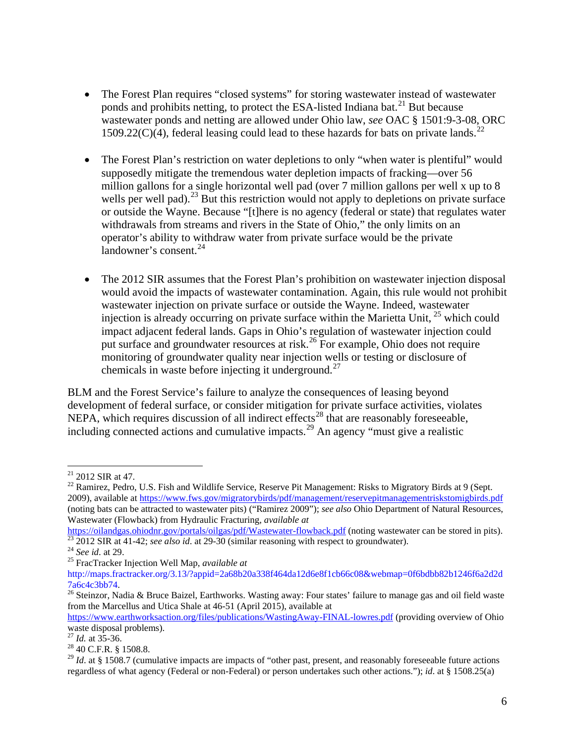- The Forest Plan requires "closed systems" for storing wastewater instead of wastewater ponds and prohibits netting, to protect the ESA-listed Indiana bat.[21] But because wastewater ponds and netting are allowed under Ohio law, *see* OAC § 1501:9-3-08, ORC 1509.22(C)(4), federal leasing could lead to these hazards for bats on private lands.[22]

- The Forest Plan's restriction on water depletions to only "when water is plentiful" would supposedly mitigate the tremendous water depletion impacts of fracking—over 56 million gallons for a single horizontal well pad (over 7 million gallons per well x up to 8 wells per well pad).[23] But this restriction would not apply to depletions on private surface or outside the Wayne. Because "[t]here is no agency (federal or state) that regulates water withdrawals from streams and rivers in the State of Ohio," the only limits on an operator's ability to withdraw water from private surface would be the private landowner's consent.[24]

- The 2012 SIR assumes that the Forest Plan's prohibition on wastewater injection disposal would avoid the impacts of wastewater contamination. Again, this rule would not prohibit wastewater injection on private surface or outside the Wayne. Indeed, wastewater injection is already occurring on private surface within the Marietta Unit,[25] which could impact adjacent federal lands. Gaps in Ohio's regulation of wastewater injection could put surface and groundwater resources at risk.[26] For example, Ohio does not require monitoring of groundwater quality near injection wells or testing or disclosure of chemicals in waste before injecting it underground.[27]

BLM and the Forest Service's failure to analyze the consequences of leasing beyond development of federal surface, or consider mitigation for private surface activities, violates NEPA, which requires discussion of all indirect effects[28] that are reasonably foreseeable, including connected actions and cumulative impacts.[29] An agency "must give a realistic

---

[21] 2012 SIR at 47.

[22] Ramirez, Pedro, U.S. Fish and Wildlife Service, Reserve Pit Management: Risks to Migratory Birds at 9 (Sept. 2009), available at https://www.fws.gov/migratorybirds/pdf/management/reservepitmanagementriskstomigbirds.pdf (noting bats can be attracted to wastewater pits) ("Ramirez 2009"); *see also* Ohio Department of Natural Resources, Wastewater (Flowback) from Hydraulic Fracturing, *available at* https://oilandgas.ohiodnr.gov/portals/oilgas/pdf/Wastewater-flowback.pdf (noting wastewater can be stored in pits).

[23] 2012 SIR at 41-42; *see also id.* at 29-30 (similar reasoning with respect to groundwater).

[24] *See id.* at 29.

[25] FracTracker Injection Well Map, *available at* http://maps.fractracker.org/3.13/?appid=2a68b20a338f464da12d6e8f1cb66c08&webmap=0f6bdbb82b1246f6a2d2d7a6c4c3bb74.

[26] Steinzor, Nadia & Bruce Baizel, Earthworks. Wasting away: Four states' failure to manage gas and oil field waste from the Marcellus and Utica Shale at 46-51 (April 2015), available at https://www.earthworksaction.org/files/publications/WastingAway-FINAL-lowres.pdf (providing overview of Ohio waste disposal problems).

[27] *Id.* at 35-36.

[28] 40 C.F.R. § 1508.8.

[29] *Id.* at § 1508.7 (cumulative impacts are impacts of "other past, present, and reasonably foreseeable future actions regardless of what agency (Federal or non-Federal) or person undertakes such other actions."); *id.* at § 1508.25(a)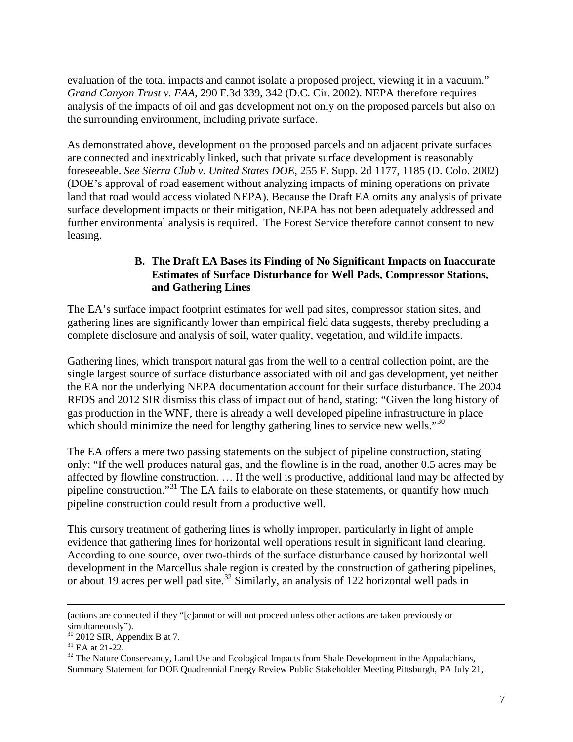evaluation of the total impacts and cannot isolate a proposed project, viewing it in a vacuum." *Grand Canyon Trust v. FAA*, 290 F.3d 339, 342 (D.C. Cir. 2002). NEPA therefore requires analysis of the impacts of oil and gas development not only on the proposed parcels but also on the surrounding environment, including private surface.

As demonstrated above, development on the proposed parcels and on adjacent private surfaces are connected and inextricably linked, such that private surface development is reasonably foreseeable. *See Sierra Club v. United States DOE*, 255 F. Supp. 2d 1177, 1185 (D. Colo. 2002) (DOE's approval of road easement without analyzing impacts of mining operations on private land that road would access violated NEPA). Because the Draft EA omits any analysis of private surface development impacts or their mitigation, NEPA has not been adequately addressed and further environmental analysis is required. The Forest Service therefore cannot consent to new leasing.

### B. The Draft EA Bases its Finding of No Significant Impacts on Inaccurate Estimates of Surface Disturbance for Well Pads, Compressor Stations, and Gathering Lines

The EA's surface impact footprint estimates for well pad sites, compressor station sites, and gathering lines are significantly lower than empirical field data suggests, thereby precluding a complete disclosure and analysis of soil, water quality, vegetation, and wildlife impacts.

Gathering lines, which transport natural gas from the well to a central collection point, are the single largest source of surface disturbance associated with oil and gas development, yet neither the EA nor the underlying NEPA documentation account for their surface disturbance. The 2004 RFDS and 2012 SIR dismiss this class of impact out of hand, stating: "Given the long history of gas production in the WNF, there is already a well developed pipeline infrastructure in place which should minimize the need for lengthy gathering lines to service new wells."[30]

The EA offers a mere two passing statements on the subject of pipeline construction, stating only: "If the well produces natural gas, and the flowline is in the road, another 0.5 acres may be affected by flowline construction. … If the well is productive, additional land may be affected by pipeline construction."[31] The EA fails to elaborate on these statements, or quantify how much pipeline construction could result from a productive well.

This cursory treatment of gathering lines is wholly improper, particularly in light of ample evidence that gathering lines for horizontal well operations result in significant land clearing. According to one source, over two-thirds of the surface disturbance caused by horizontal well development in the Marcellus shale region is created by the construction of gathering pipelines, or about 19 acres per well pad site.[32] Similarly, an analysis of 122 horizontal well pads in

---

(actions are connected if they "[c]annot or will not proceed unless other actions are taken previously or simultaneously").

[30] 2012 SIR, Appendix B at 7.

[31] EA at 21-22.

[32] The Nature Conservancy, Land Use and Ecological Impacts from Shale Development in the Appalachians, Summary Statement for DOE Quadrennial Energy Review Public Stakeholder Meeting Pittsburgh, PA July 21,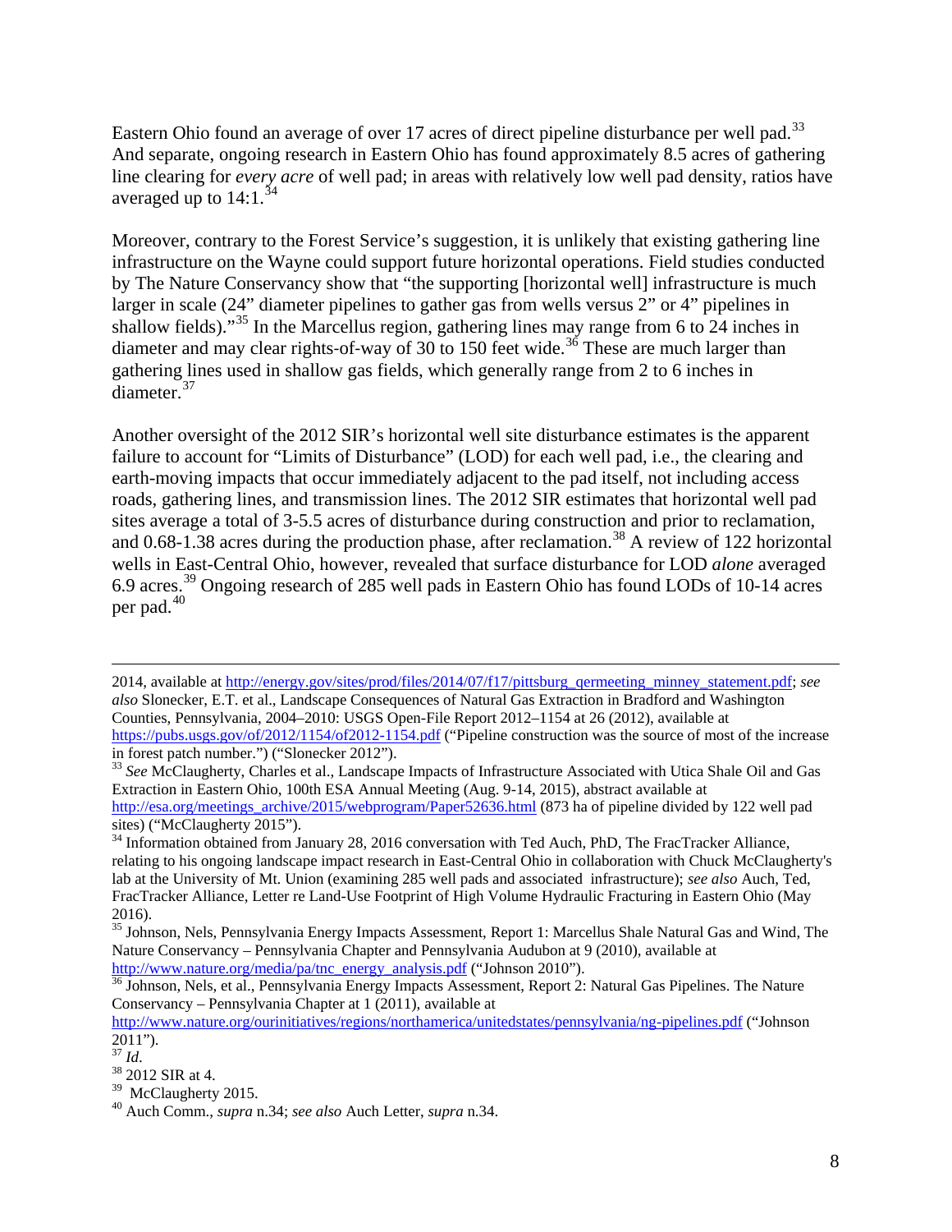Eastern Ohio found an average of over 17 acres of direct pipeline disturbance per well pad.[33] And separate, ongoing research in Eastern Ohio has found approximately 8.5 acres of gathering line clearing for *every acre* of well pad; in areas with relatively low well pad density, ratios have averaged up to 14:1.[34]

Moreover, contrary to the Forest Service's suggestion, it is unlikely that existing gathering line infrastructure on the Wayne could support future horizontal operations. Field studies conducted by The Nature Conservancy show that "the supporting [horizontal well] infrastructure is much larger in scale (24" diameter pipelines to gather gas from wells versus 2" or 4" pipelines in shallow fields)."[35] In the Marcellus region, gathering lines may range from 6 to 24 inches in diameter and may clear rights-of-way of 30 to 150 feet wide.[36] These are much larger than gathering lines used in shallow gas fields, which generally range from 2 to 6 inches in diameter.[37]

Another oversight of the 2012 SIR's horizontal well site disturbance estimates is the apparent failure to account for "Limits of Disturbance" (LOD) for each well pad, i.e., the clearing and earth-moving impacts that occur immediately adjacent to the pad itself, not including access roads, gathering lines, and transmission lines. The 2012 SIR estimates that horizontal well pad sites average a total of 3-5.5 acres of disturbance during construction and prior to reclamation, and 0.68-1.38 acres during the production phase, after reclamation.[38] A review of 122 horizontal wells in East-Central Ohio, however, revealed that surface disturbance for LOD *alone* averaged 6.9 acres.[39] Ongoing research of 285 well pads in Eastern Ohio has found LODs of 10-14 acres per pad.[40]

---

2014, available at http://energy.gov/sites/prod/files/2014/07/f17/pittsburg_qermeeting_minney_statement.pdf; *see also* Slonecker, E.T. et al., Landscape Consequences of Natural Gas Extraction in Bradford and Washington Counties, Pennsylvania, 2004–2010: USGS Open-File Report 2012–1154 at 26 (2012), available at https://pubs.usgs.gov/of/2012/1154/of2012-1154.pdf ("Pipeline construction was the source of most of the increase in forest patch number.") ("Slonecker 2012").

[33] *See* McClaugherty, Charles et al., Landscape Impacts of Infrastructure Associated with Utica Shale Oil and Gas Extraction in Eastern Ohio, 100th ESA Annual Meeting (Aug. 9-14, 2015), abstract available at http://esa.org/meetings_archive/2015/webprogram/Paper52636.html (873 ha of pipeline divided by 122 well pad sites) ("McClaugherty 2015").

[34] Information obtained from January 28, 2016 conversation with Ted Auch, PhD, The FracTracker Alliance, relating to his ongoing landscape impact research in East-Central Ohio in collaboration with Chuck McClaugherty's lab at the University of Mt. Union (examining 285 well pads and associated infrastructure); *see also* Auch, Ted, FracTracker Alliance, Letter re Land-Use Footprint of High Volume Hydraulic Fracturing in Eastern Ohio (May 2016).

[35] Johnson, Nels, Pennsylvania Energy Impacts Assessment, Report 1: Marcellus Shale Natural Gas and Wind, The Nature Conservancy – Pennsylvania Chapter and Pennsylvania Audubon at 9 (2010), available at http://www.nature.org/media/pa/tnc_energy_analysis.pdf ("Johnson 2010").

[36] Johnson, Nels, et al., Pennsylvania Energy Impacts Assessment, Report 2: Natural Gas Pipelines. The Nature Conservancy – Pennsylvania Chapter at 1 (2011), available at http://www.nature.org/ourinitiatives/regions/northamerica/unitedstates/pennsylvania/ng-pipelines.pdf ("Johnson 2011").

[37] *Id*.

[38] 2012 SIR at 4.

[39] McClaugherty 2015.

[40] Auch Comm., *supra* n.34; *see also* Auch Letter, *supra* n.34.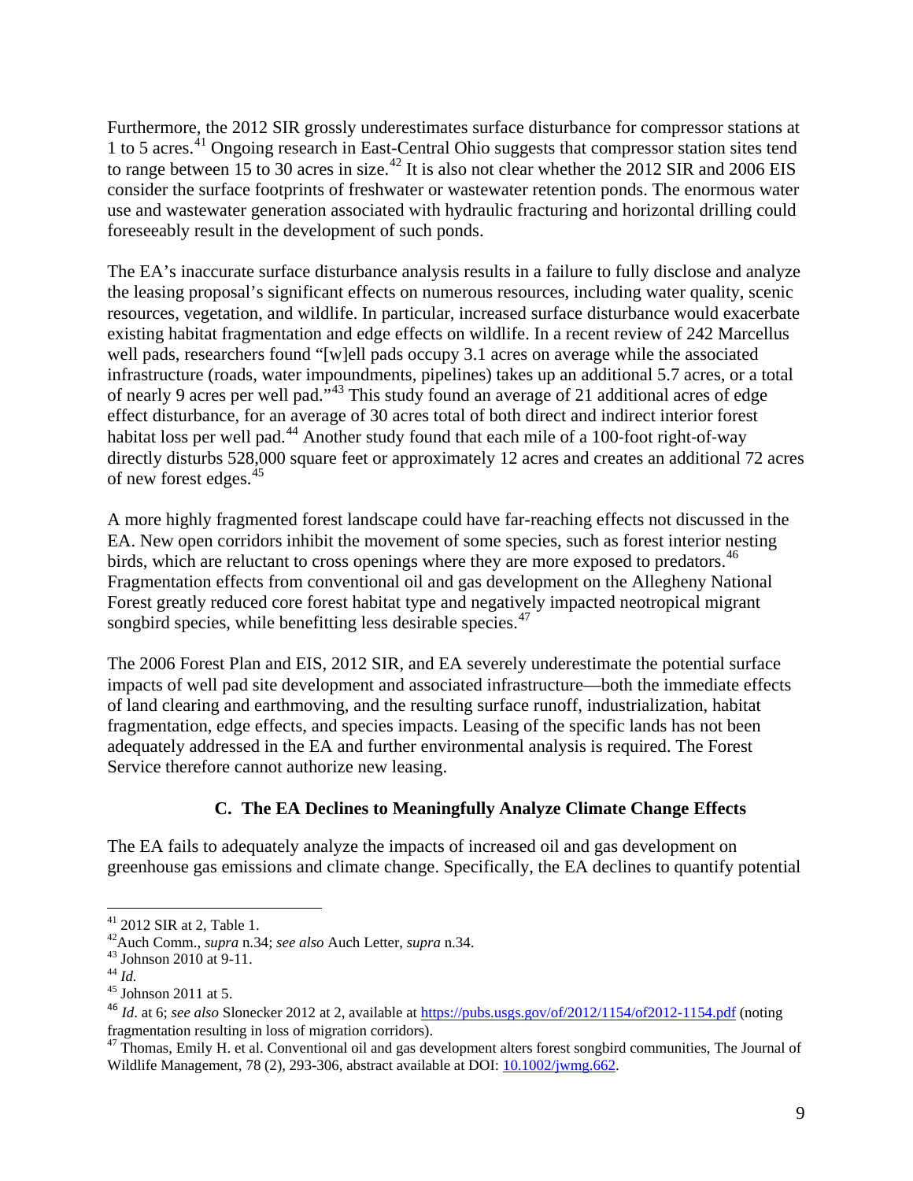Furthermore, the 2012 SIR grossly underestimates surface disturbance for compressor stations at 1 to 5 acres.[41] Ongoing research in East-Central Ohio suggests that compressor station sites tend to range between 15 to 30 acres in size.[42] It is also not clear whether the 2012 SIR and 2006 EIS consider the surface footprints of freshwater or wastewater retention ponds. The enormous water use and wastewater generation associated with hydraulic fracturing and horizontal drilling could foreseeably result in the development of such ponds.

The EA's inaccurate surface disturbance analysis results in a failure to fully disclose and analyze the leasing proposal's significant effects on numerous resources, including water quality, scenic resources, vegetation, and wildlife. In particular, increased surface disturbance would exacerbate existing habitat fragmentation and edge effects on wildlife. In a recent review of 242 Marcellus well pads, researchers found "[w]ell pads occupy 3.1 acres on average while the associated infrastructure (roads, water impoundments, pipelines) takes up an additional 5.7 acres, or a total of nearly 9 acres per well pad."[43] This study found an average of 21 additional acres of edge effect disturbance, for an average of 30 acres total of both direct and indirect interior forest habitat loss per well pad.[44] Another study found that each mile of a 100-foot right-of-way directly disturbs 528,000 square feet or approximately 12 acres and creates an additional 72 acres of new forest edges.[45]

A more highly fragmented forest landscape could have far-reaching effects not discussed in the EA. New open corridors inhibit the movement of some species, such as forest interior nesting birds, which are reluctant to cross openings where they are more exposed to predators.[46] Fragmentation effects from conventional oil and gas development on the Allegheny National Forest greatly reduced core forest habitat type and negatively impacted neotropical migrant songbird species, while benefitting less desirable species.[47]

The 2006 Forest Plan and EIS, 2012 SIR, and EA severely underestimate the potential surface impacts of well pad site development and associated infrastructure—both the immediate effects of land clearing and earthmoving, and the resulting surface runoff, industrialization, habitat fragmentation, edge effects, and species impacts. Leasing of the specific lands has not been adequately addressed in the EA and further environmental analysis is required. The Forest Service therefore cannot authorize new leasing.

### C. The EA Declines to Meaningfully Analyze Climate Change Effects

The EA fails to adequately analyze the impacts of increased oil and gas development on greenhouse gas emissions and climate change. Specifically, the EA declines to quantify potential

---

[41] 2012 SIR at 2, Table 1.

[42] Auch Comm., *supra* n.34; *see also* Auch Letter, *supra* n.34.

[43] Johnson 2010 at 9-11.

[44] *Id.*

[45] Johnson 2011 at 5.

[46] *Id*. at 6; *see also* Slonecker 2012 at 2, available at https://pubs.usgs.gov/of/2012/1154/of2012-1154.pdf (noting fragmentation resulting in loss of migration corridors).

[47] Thomas, Emily H. et al. Conventional oil and gas development alters forest songbird communities, The Journal of Wildlife Management, 78 (2), 293-306, abstract available at DOI: 10.1002/jwmg.662.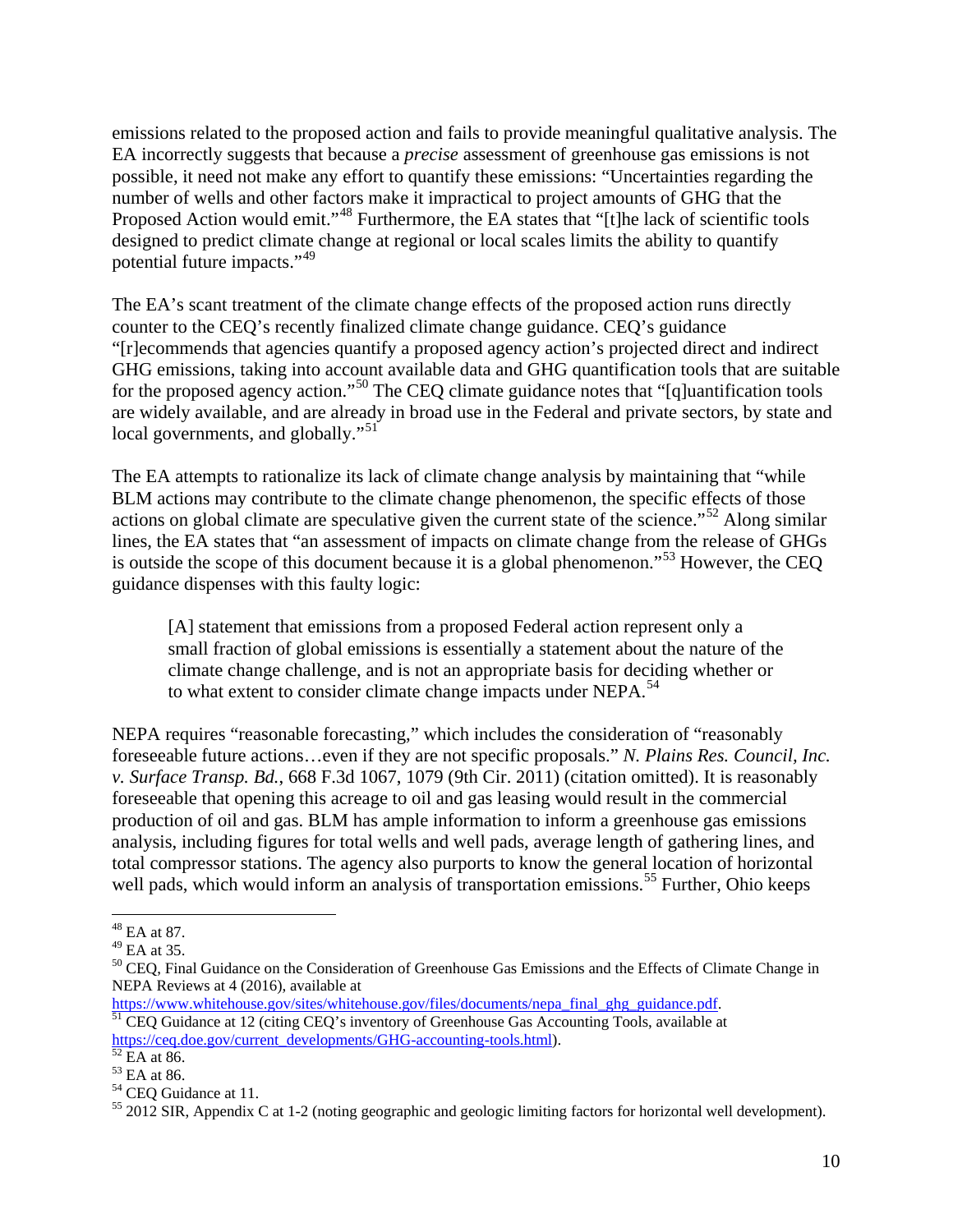emissions related to the proposed action and fails to provide meaningful qualitative analysis. The EA incorrectly suggests that because a *precise* assessment of greenhouse gas emissions is not possible, it need not make any effort to quantify these emissions: "Uncertainties regarding the number of wells and other factors make it impractical to project amounts of GHG that the Proposed Action would emit."[48] Furthermore, the EA states that "[t]he lack of scientific tools designed to predict climate change at regional or local scales limits the ability to quantify potential future impacts."[49]

The EA's scant treatment of the climate change effects of the proposed action runs directly counter to the CEQ's recently finalized climate change guidance. CEQ's guidance "[r]ecommends that agencies quantify a proposed agency action's projected direct and indirect GHG emissions, taking into account available data and GHG quantification tools that are suitable for the proposed agency action."[50] The CEQ climate guidance notes that "[q]uantification tools are widely available, and are already in broad use in the Federal and private sectors, by state and local governments, and globally."[51]

The EA attempts to rationalize its lack of climate change analysis by maintaining that "while BLM actions may contribute to the climate change phenomenon, the specific effects of those actions on global climate are speculative given the current state of the science."[52] Along similar lines, the EA states that "an assessment of impacts on climate change from the release of GHGs is outside the scope of this document because it is a global phenomenon."[53] However, the CEQ guidance dispenses with this faulty logic:

> [A] statement that emissions from a proposed Federal action represent only a small fraction of global emissions is essentially a statement about the nature of the climate change challenge, and is not an appropriate basis for deciding whether or to what extent to consider climate change impacts under NEPA.[54]

NEPA requires "reasonable forecasting," which includes the consideration of "reasonably foreseeable future actions…even if they are not specific proposals." *N. Plains Res. Council, Inc. v. Surface Transp. Bd.*, 668 F.3d 1067, 1079 (9th Cir. 2011) (citation omitted). It is reasonably foreseeable that opening this acreage to oil and gas leasing would result in the commercial production of oil and gas. BLM has ample information to inform a greenhouse gas emissions analysis, including figures for total wells and well pads, average length of gathering lines, and total compressor stations. The agency also purports to know the general location of horizontal well pads, which would inform an analysis of transportation emissions.[55] Further, Ohio keeps

---

[48] EA at 87.

[49] EA at 35.

[50] CEQ, Final Guidance on the Consideration of Greenhouse Gas Emissions and the Effects of Climate Change in NEPA Reviews at 4 (2016), available at https://www.whitehouse.gov/sites/whitehouse.gov/files/documents/nepa_final_ghg_guidance.pdf.

[51] CEQ Guidance at 12 (citing CEQ's inventory of Greenhouse Gas Accounting Tools, available at https://ceq.doe.gov/current_developments/GHG-accounting-tools.html).

[52] EA at 86.

[53] EA at 86.

[54] CEQ Guidance at 11.

[55] 2012 SIR, Appendix C at 1-2 (noting geographic and geologic limiting factors for horizontal well development).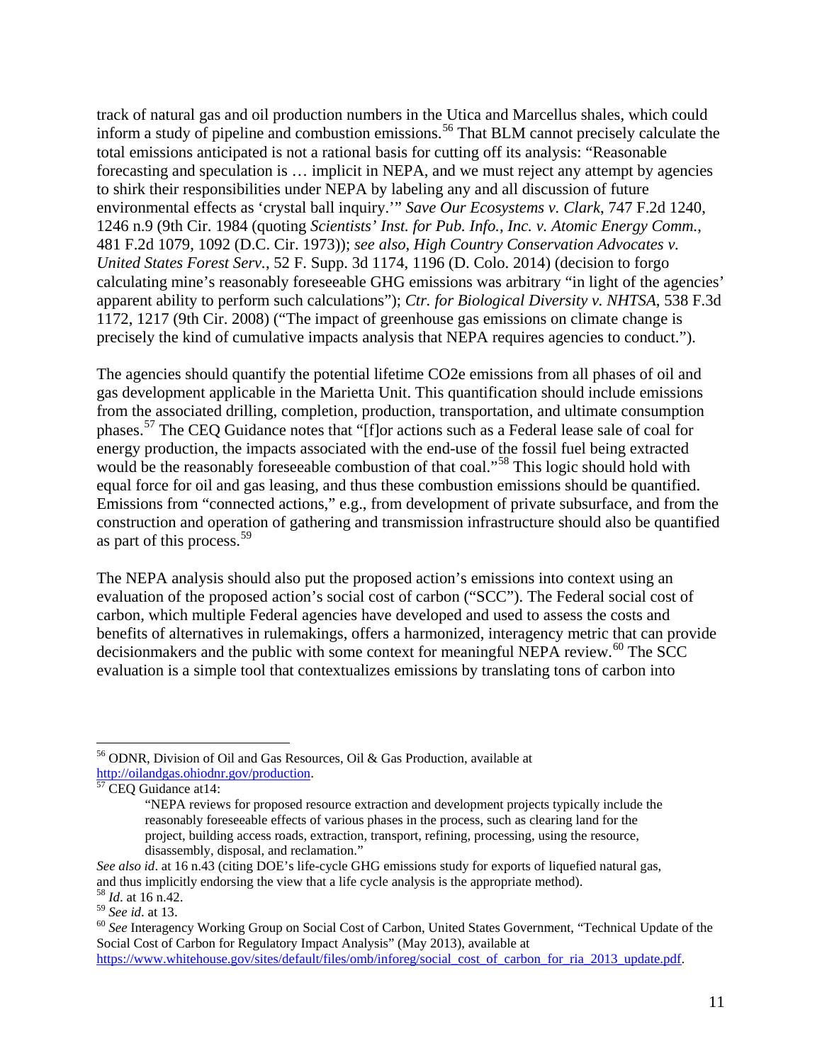track of natural gas and oil production numbers in the Utica and Marcellus shales, which could inform a study of pipeline and combustion emissions.[56] That BLM cannot precisely calculate the total emissions anticipated is not a rational basis for cutting off its analysis: "Reasonable forecasting and speculation is … implicit in NEPA, and we must reject any attempt by agencies to shirk their responsibilities under NEPA by labeling any and all discussion of future environmental effects as 'crystal ball inquiry.'" *Save Our Ecosystems v. Clark*, 747 F.2d 1240, 1246 n.9 (9th Cir. 1984 (quoting *Scientists' Inst. for Pub. Info., Inc. v. Atomic Energy Comm.*, 481 F.2d 1079, 1092 (D.C. Cir. 1973)); *see also*, *High Country Conservation Advocates v. United States Forest Serv.*, 52 F. Supp. 3d 1174, 1196 (D. Colo. 2014) (decision to forgo calculating mine's reasonably foreseeable GHG emissions was arbitrary "in light of the agencies' apparent ability to perform such calculations"); *Ctr. for Biological Diversity v. NHTSA*, 538 F.3d 1172, 1217 (9th Cir. 2008) ("The impact of greenhouse gas emissions on climate change is precisely the kind of cumulative impacts analysis that NEPA requires agencies to conduct.").

The agencies should quantify the potential lifetime CO2e emissions from all phases of oil and gas development applicable in the Marietta Unit. This quantification should include emissions from the associated drilling, completion, production, transportation, and ultimate consumption phases.[57] The CEQ Guidance notes that "[f]or actions such as a Federal lease sale of coal for energy production, the impacts associated with the end-use of the fossil fuel being extracted would be the reasonably foreseeable combustion of that coal."[58] This logic should hold with equal force for oil and gas leasing, and thus these combustion emissions should be quantified. Emissions from "connected actions," e.g., from development of private subsurface, and from the construction and operation of gathering and transmission infrastructure should also be quantified as part of this process.[59]

The NEPA analysis should also put the proposed action's emissions into context using an evaluation of the proposed action's social cost of carbon ("SCC"). The Federal social cost of carbon, which multiple Federal agencies have developed and used to assess the costs and benefits of alternatives in rulemakings, offers a harmonized, interagency metric that can provide decisionmakers and the public with some context for meaningful NEPA review.[60] The SCC evaluation is a simple tool that contextualizes emissions by translating tons of carbon into

---

[56] ODNR, Division of Oil and Gas Resources, Oil & Gas Production, available at http://oilandgas.ohiodnr.gov/production.

[57] CEQ Guidance at14:

> "NEPA reviews for proposed resource extraction and development projects typically include the reasonably foreseeable effects of various phases in the process, such as clearing land for the project, building access roads, extraction, transport, refining, processing, using the resource, disassembly, disposal, and reclamation."

*See also id*. at 16 n.43 (citing DOE's life-cycle GHG emissions study for exports of liquefied natural gas, and thus implicitly endorsing the view that a life cycle analysis is the appropriate method).

[58] *Id*. at 16 n.42.

[59] *See id*. at 13.

[60] *See* Interagency Working Group on Social Cost of Carbon, United States Government, "Technical Update of the Social Cost of Carbon for Regulatory Impact Analysis" (May 2013), available at https://www.whitehouse.gov/sites/default/files/omb/inforeg/social_cost_of_carbon_for_ria_2013_update.pdf.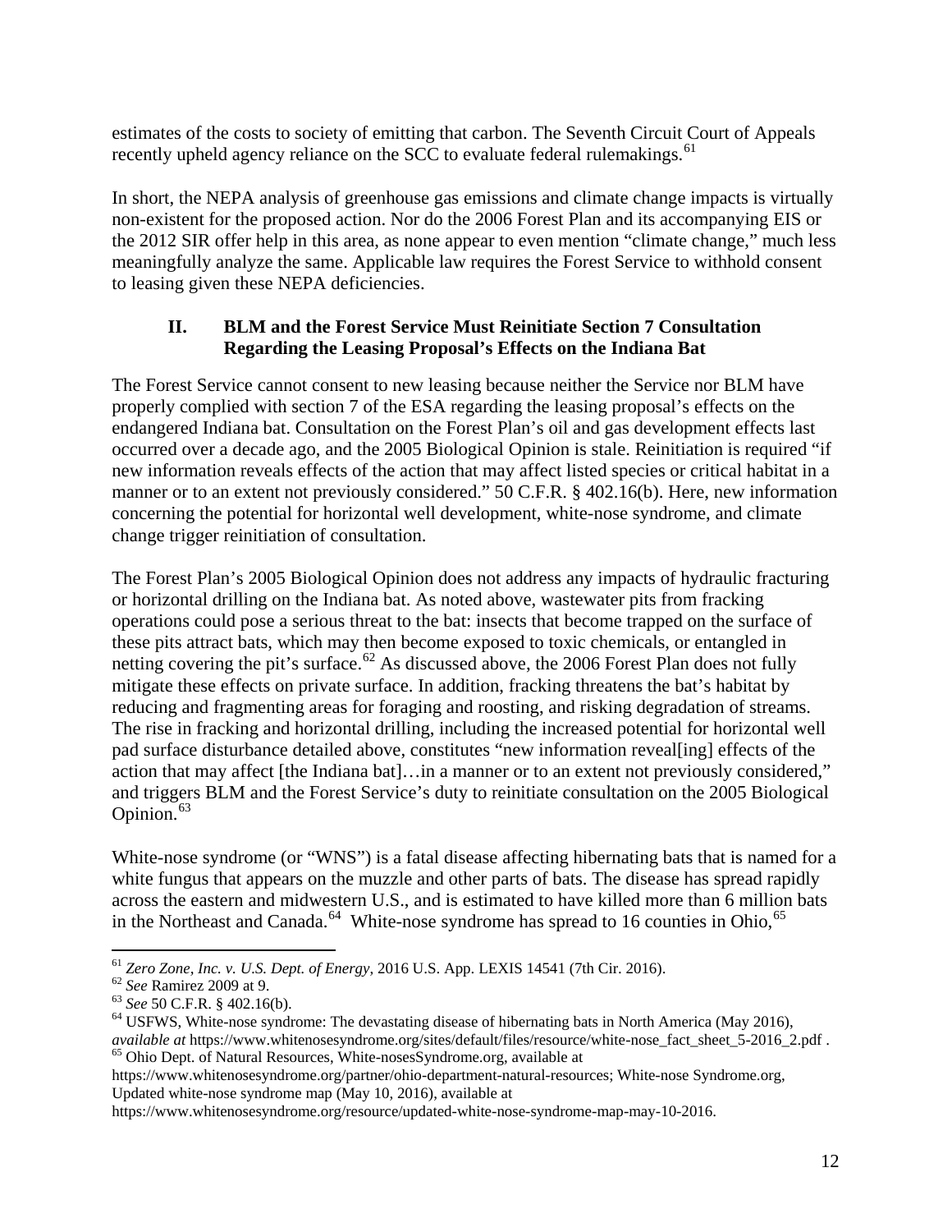estimates of the costs to society of emitting that carbon. The Seventh Circuit Court of Appeals recently upheld agency reliance on the SCC to evaluate federal rulemakings.[61]

In short, the NEPA analysis of greenhouse gas emissions and climate change impacts is virtually non-existent for the proposed action. Nor do the 2006 Forest Plan and its accompanying EIS or the 2012 SIR offer help in this area, as none appear to even mention "climate change," much less meaningfully analyze the same. Applicable law requires the Forest Service to withhold consent to leasing given these NEPA deficiencies.

### II. BLM and the Forest Service Must Reinitiate Section 7 Consultation Regarding the Leasing Proposal's Effects on the Indiana Bat

The Forest Service cannot consent to new leasing because neither the Service nor BLM have properly complied with section 7 of the ESA regarding the leasing proposal's effects on the endangered Indiana bat. Consultation on the Forest Plan's oil and gas development effects last occurred over a decade ago, and the 2005 Biological Opinion is stale. Reinitiation is required "if new information reveals effects of the action that may affect listed species or critical habitat in a manner or to an extent not previously considered." 50 C.F.R. § 402.16(b). Here, new information concerning the potential for horizontal well development, white-nose syndrome, and climate change trigger reinitiation of consultation.

The Forest Plan's 2005 Biological Opinion does not address any impacts of hydraulic fracturing or horizontal drilling on the Indiana bat. As noted above, wastewater pits from fracking operations could pose a serious threat to the bat: insects that become trapped on the surface of these pits attract bats, which may then become exposed to toxic chemicals, or entangled in netting covering the pit's surface.[62] As discussed above, the 2006 Forest Plan does not fully mitigate these effects on private surface. In addition, fracking threatens the bat's habitat by reducing and fragmenting areas for foraging and roosting, and risking degradation of streams. The rise in fracking and horizontal drilling, including the increased potential for horizontal well pad surface disturbance detailed above, constitutes "new information reveal[ing] effects of the action that may affect [the Indiana bat]…in a manner or to an extent not previously considered," and triggers BLM and the Forest Service's duty to reinitiate consultation on the 2005 Biological Opinion.[63]

White-nose syndrome (or "WNS") is a fatal disease affecting hibernating bats that is named for a white fungus that appears on the muzzle and other parts of bats. The disease has spread rapidly across the eastern and midwestern U.S., and is estimated to have killed more than 6 million bats in the Northeast and Canada.[64] White-nose syndrome has spread to 16 counties in Ohio,[65]

---

[61] *Zero Zone, Inc. v. U.S. Dept. of Energy*, 2016 U.S. App. LEXIS 14541 (7th Cir. 2016).

[62] *See* Ramirez 2009 at 9.

[63] *See* 50 C.F.R. § 402.16(b).

[64] USFWS, White-nose syndrome: The devastating disease of hibernating bats in North America (May 2016), *available at* https://www.whitenosesyndrome.org/sites/default/files/resource/white-nose_fact_sheet_5-2016_2.pdf .

[65] Ohio Dept. of Natural Resources, White-nosesSyndrome.org, available at https://www.whitenosesyndrome.org/partner/ohio-department-natural-resources; White-nose Syndrome.org, Updated white-nose syndrome map (May 10, 2016), available at https://www.whitenosesyndrome.org/resource/updated-white-nose-syndrome-map-may-10-2016.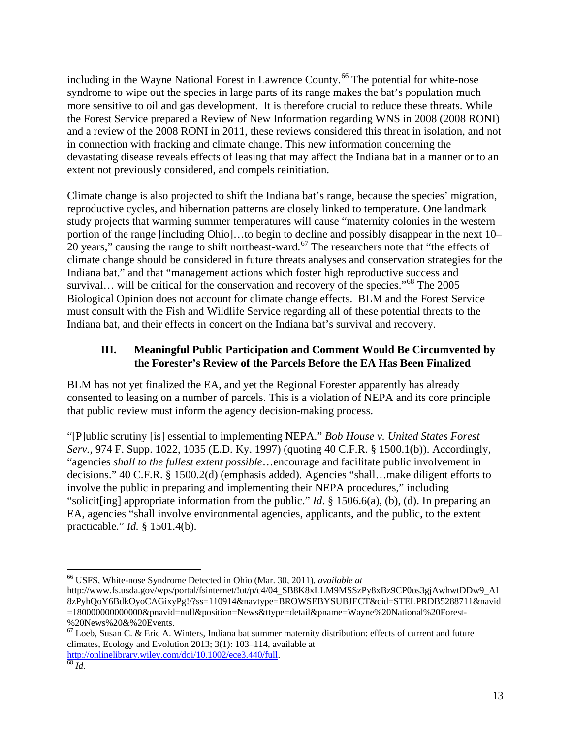including in the Wayne National Forest in Lawrence County.[66] The potential for white-nose syndrome to wipe out the species in large parts of its range makes the bat's population much more sensitive to oil and gas development. It is therefore crucial to reduce these threats. While the Forest Service prepared a Review of New Information regarding WNS in 2008 (2008 RONI) and a review of the 2008 RONI in 2011, these reviews considered this threat in isolation, and not in connection with fracking and climate change. This new information concerning the devastating disease reveals effects of leasing that may affect the Indiana bat in a manner or to an extent not previously considered, and compels reinitiation.

Climate change is also projected to shift the Indiana bat's range, because the species' migration, reproductive cycles, and hibernation patterns are closely linked to temperature. One landmark study projects that warming summer temperatures will cause "maternity colonies in the western portion of the range [including Ohio]…to begin to decline and possibly disappear in the next 10–20 years," causing the range to shift northeast-ward.[67] The researchers note that "the effects of climate change should be considered in future threats analyses and conservation strategies for the Indiana bat," and that "management actions which foster high reproductive success and survival… will be critical for the conservation and recovery of the species."[68] The 2005 Biological Opinion does not account for climate change effects. BLM and the Forest Service must consult with the Fish and Wildlife Service regarding all of these potential threats to the Indiana bat, and their effects in concert on the Indiana bat's survival and recovery.

### III. Meaningful Public Participation and Comment Would Be Circumvented by the Forester's Review of the Parcels Before the EA Has Been Finalized

BLM has not yet finalized the EA, and yet the Regional Forester apparently has already consented to leasing on a number of parcels. This is a violation of NEPA and its core principle that public review must inform the agency decision-making process.

"[P]ublic scrutiny [is] essential to implementing NEPA." *Bob House v. United States Forest Serv.*, 974 F. Supp. 1022, 1035 (E.D. Ky. 1997) (quoting 40 C.F.R. § 1500.1(b)). Accordingly, "agencies *shall to the fullest extent possible*…encourage and facilitate public involvement in decisions." 40 C.F.R. § 1500.2(d) (emphasis added). Agencies "shall…make diligent efforts to involve the public in preparing and implementing their NEPA procedures," including "solicit[ing] appropriate information from the public." *Id*. § 1506.6(a), (b), (d). In preparing an EA, agencies "shall involve environmental agencies, applicants, and the public, to the extent practicable." *Id.* § 1501.4(b).

---

[66] USFS, White-nose Syndrome Detected in Ohio (Mar. 30, 2011), *available at* http://www.fs.usda.gov/wps/portal/fsinternet/!ut/p/c4/04_SB8K8xLLM9MSSzPy8xBz9CP0os3gjAwhwtDDw9_AI8zPyhQoY6BdkOyoCAGixyPg!/?ss=110914&navtype=BROWSEBYSUBJECT&cid=STELPRDB5288711&navid=180000000000000&pnavid=null&position=News&ttype=detail&pname=Wayne%20National%20Forest-%20News%20&%20Events.

[67] Loeb, Susan C. & Eric A. Winters, Indiana bat summer maternity distribution: effects of current and future climates, Ecology and Evolution 2013; 3(1): 103–114, available at http://onlinelibrary.wiley.com/doi/10.1002/ece3.440/full.

[68] *Id*.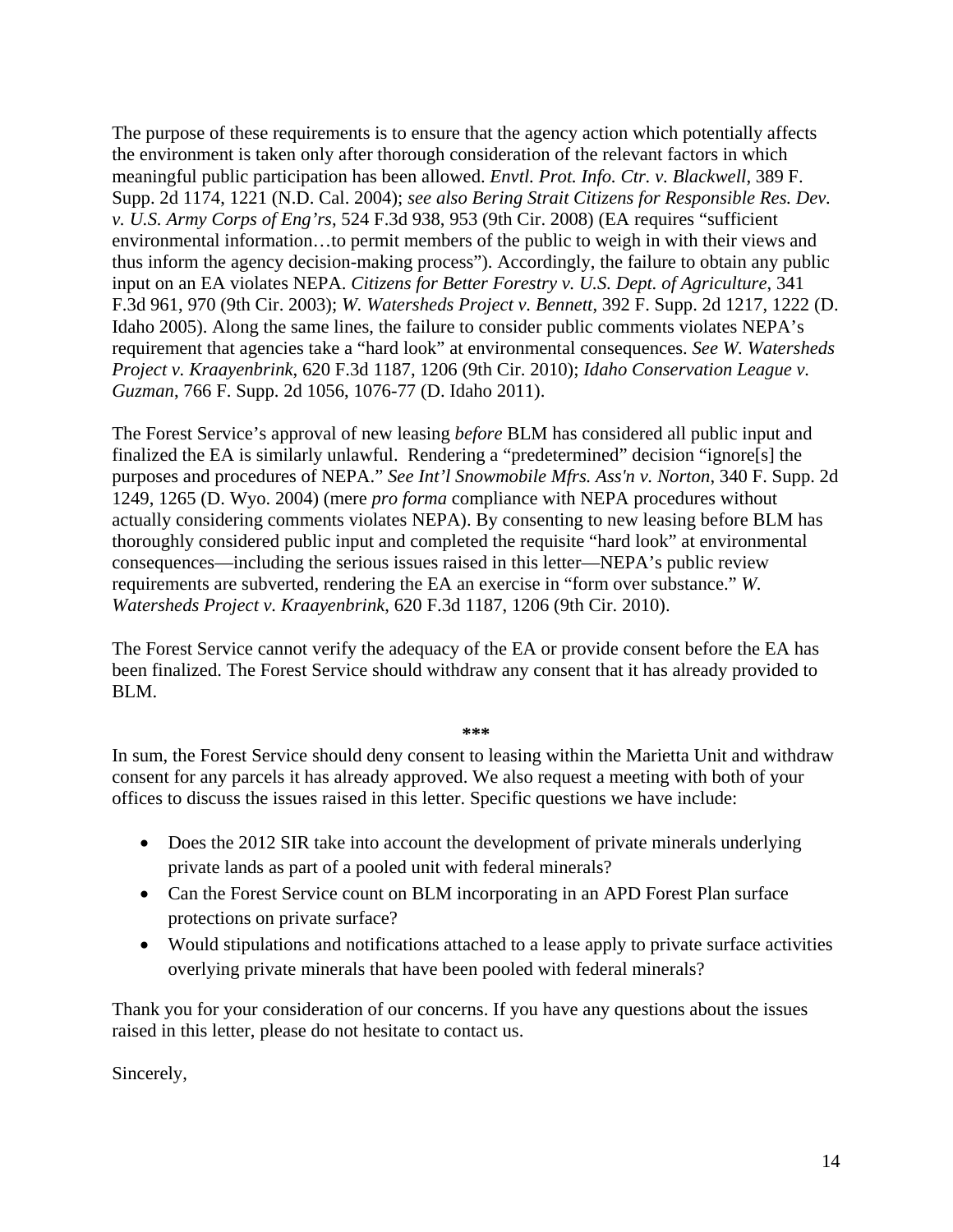The purpose of these requirements is to ensure that the agency action which potentially affects the environment is taken only after thorough consideration of the relevant factors in which meaningful public participation has been allowed. *Envtl. Prot. Info. Ctr. v. Blackwell*, 389 F. Supp. 2d 1174, 1221 (N.D. Cal. 2004); *see also Bering Strait Citizens for Responsible Res. Dev. v. U.S. Army Corps of Eng'rs*, 524 F.3d 938, 953 (9th Cir. 2008) (EA requires "sufficient environmental information…to permit members of the public to weigh in with their views and thus inform the agency decision-making process"). Accordingly, the failure to obtain any public input on an EA violates NEPA. *Citizens for Better Forestry v. U.S. Dept. of Agriculture*, 341 F.3d 961, 970 (9th Cir. 2003); *W. Watersheds Project v. Bennett*, 392 F. Supp. 2d 1217, 1222 (D. Idaho 2005). Along the same lines, the failure to consider public comments violates NEPA's requirement that agencies take a "hard look" at environmental consequences. *See W. Watersheds Project v. Kraayenbrink*, 620 F.3d 1187, 1206 (9th Cir. 2010); *Idaho Conservation League v. Guzman*, 766 F. Supp. 2d 1056, 1076-77 (D. Idaho 2011).

The Forest Service's approval of new leasing *before* BLM has considered all public input and finalized the EA is similarly unlawful. Rendering a "predetermined" decision "ignore[s] the purposes and procedures of NEPA." *See Int'l Snowmobile Mfrs. Ass'n v. Norton*, 340 F. Supp. 2d 1249, 1265 (D. Wyo. 2004) (mere *pro forma* compliance with NEPA procedures without actually considering comments violates NEPA). By consenting to new leasing before BLM has thoroughly considered public input and completed the requisite "hard look" at environmental consequences—including the serious issues raised in this letter—NEPA's public review requirements are subverted, rendering the EA an exercise in "form over substance." *W. Watersheds Project v. Kraayenbrink,* 620 F.3d 1187, 1206 (9th Cir. 2010).

The Forest Service cannot verify the adequacy of the EA or provide consent before the EA has been finalized. The Forest Service should withdraw any consent that it has already provided to BLM.

**\*\*\***

In sum, the Forest Service should deny consent to leasing within the Marietta Unit and withdraw consent for any parcels it has already approved. We also request a meeting with both of your offices to discuss the issues raised in this letter. Specific questions we have include:

- Does the 2012 SIR take into account the development of private minerals underlying private lands as part of a pooled unit with federal minerals?
- Can the Forest Service count on BLM incorporating in an APD Forest Plan surface protections on private surface?
- Would stipulations and notifications attached to a lease apply to private surface activities overlying private minerals that have been pooled with federal minerals?

Thank you for your consideration of our concerns. If you have any questions about the issues raised in this letter, please do not hesitate to contact us.

Sincerely,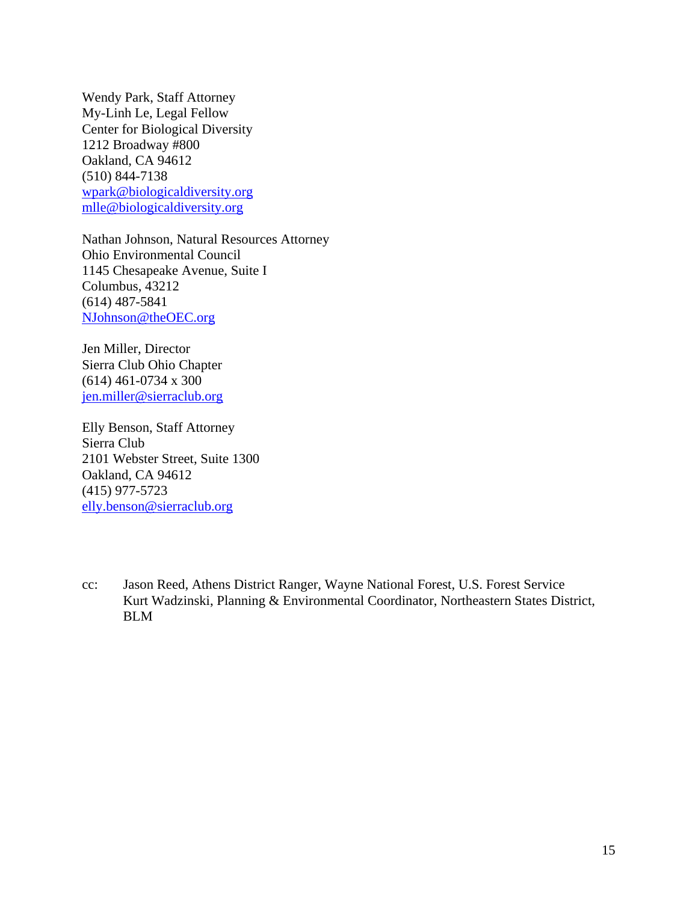Wendy Park, Staff Attorney  
My-Linh Le, Legal Fellow  
Center for Biological Diversity  
1212 Broadway #800  
Oakland, CA 94612  
(510) 844-7138  
wpark@biologicaldiversity.org  
mlle@biologicaldiversity.org

Nathan Johnson, Natural Resources Attorney  
Ohio Environmental Council  
1145 Chesapeake Avenue, Suite I  
Columbus, 43212  
(614) 487-5841  
NJohnson@theOEC.org

Jen Miller, Director  
Sierra Club Ohio Chapter  
(614) 461-0734 x 300  
jen.miller@sierraclub.org

Elly Benson, Staff Attorney  
Sierra Club  
2101 Webster Street, Suite 1300  
Oakland, CA 94612  
(415) 977-5723  
elly.benson@sierraclub.org

cc: Jason Reed, Athens District Ranger, Wayne National Forest, U.S. Forest Service  
Kurt Wadzinski, Planning & Environmental Coordinator, Northeastern States District, BLM